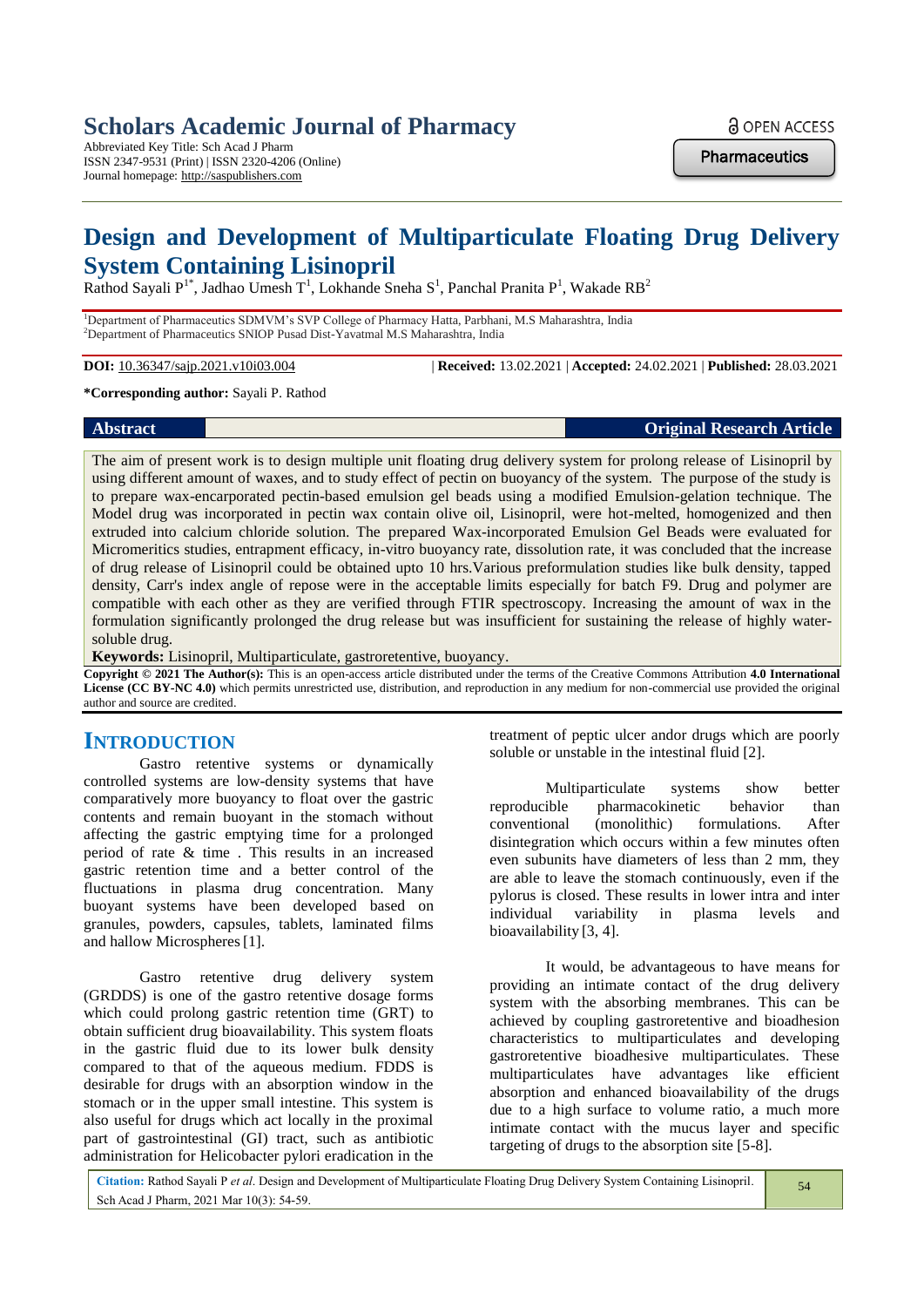# Scholars Academic Journal of Pharmacy

Abbreviated Key Title: Sch Acad J Pharm
ISSN 2347-9531 (Print) | ISSN 2320-4206 (Online)
Journal homepage: http://saspublishers.com

OPEN ACCESS

Pharmaceutics

# Design and Development of Multiparticulate Floating Drug Delivery System Containing Lisinopril

Rathod Sayali P[1*], Jadhao Umesh T[1], Lokhande Sneha S[1], Panchal Pranita P[1], Wakade RB[2]

[1]Department of Pharmaceutics SDMVM's SVP College of Pharmacy Hatta, Parbhani, M.S Maharashtra, India
[2]Department of Pharmaceutics SNIOP Pusad Dist-Yavatmal M.S Maharashtra, India

**DOI:** 10.36347/sajp.2021.v10i03.004 | **Received:** 13.02.2021 | **Accepted:** 24.02.2021 | **Published:** 28.03.2021

***Corresponding author:** Sayali P. Rathod

**Abstract** **Original Research Article**

The aim of present work is to design multiple unit floating drug delivery system for prolong release of Lisinopril by using different amount of waxes, and to study effect of pectin on buoyancy of the system. The purpose of the study is to prepare wax-encarporated pectin-based emulsion gel beads using a modified Emulsion-gelation technique. The Model drug was incorporated in pectin wax contain olive oil, Lisinopril, were hot-melted, homogenized and then extruded into calcium chloride solution. The prepared Wax-incorporated Emulsion Gel Beads were evaluated for Micromeritics studies, entrapment efficacy, in-vitro buoyancy rate, dissolution rate, it was concluded that the increase of drug release of Lisinopril could be obtained upto 10 hrs.Various preformulation studies like bulk density, tapped density, Carr's index angle of repose were in the acceptable limits especially for batch F9. Drug and polymer are compatible with each other as they are verified through FTIR spectroscopy. Increasing the amount of wax in the formulation significantly prolonged the drug release but was insufficient for sustaining the release of highly water-soluble drug.

**Keywords:** Lisinopril, Multiparticulate, gastroretentive, buoyancy.

**Copyright © 2021 The Author(s):** This is an open-access article distributed under the terms of the Creative Commons Attribution **4.0 International License (CC BY-NC 4.0)** which permits unrestricted use, distribution, and reproduction in any medium for non-commercial use provided the original author and source are credited.

## INTRODUCTION

Gastro retentive systems or dynamically controlled systems are low-density systems that have comparatively more buoyancy to float over the gastric contents and remain buoyant in the stomach without affecting the gastric emptying time for a prolonged period of rate & time . This results in an increased gastric retention time and a better control of the fluctuations in plasma drug concentration. Many buoyant systems have been developed based on granules, powders, capsules, tablets, laminated films and hallow Microspheres [1].

Gastro retentive drug delivery system (GRDDS) is one of the gastro retentive dosage forms which could prolong gastric retention time (GRT) to obtain sufficient drug bioavailability. This system floats in the gastric fluid due to its lower bulk density compared to that of the aqueous medium. FDDS is desirable for drugs with an absorption window in the stomach or in the upper small intestine. This system is also useful for drugs which act locally in the proximal part of gastrointestinal (GI) tract, such as antibiotic administration for Helicobacter pylori eradication in the treatment of peptic ulcer andor drugs which are poorly soluble or unstable in the intestinal fluid [2].

Multiparticulate systems show better reproducible pharmacokinetic behavior than conventional (monolithic) formulations. After disintegration which occurs within a few minutes often even subunits have diameters of less than 2 mm, they are able to leave the stomach continuously, even if the pylorus is closed. These results in lower intra and inter individual variability in plasma levels and bioavailability [3, 4].

It would, be advantageous to have means for providing an intimate contact of the drug delivery system with the absorbing membranes. This can be achieved by coupling gastroretentive and bioadhesion characteristics to multiparticulates and developing gastroretentive bioadhesive multiparticulates. These multiparticulates have advantages like efficient absorption and enhanced bioavailability of the drugs due to a high surface to volume ratio, a much more intimate contact with the mucus layer and specific targeting of drugs to the absorption site [5-8].

**Citation:** Rathod Sayali P *et al*. Design and Development of Multiparticulate Floating Drug Delivery System Containing Lisinopril. Sch Acad J Pharm, 2021 Mar 10(3): 54-59.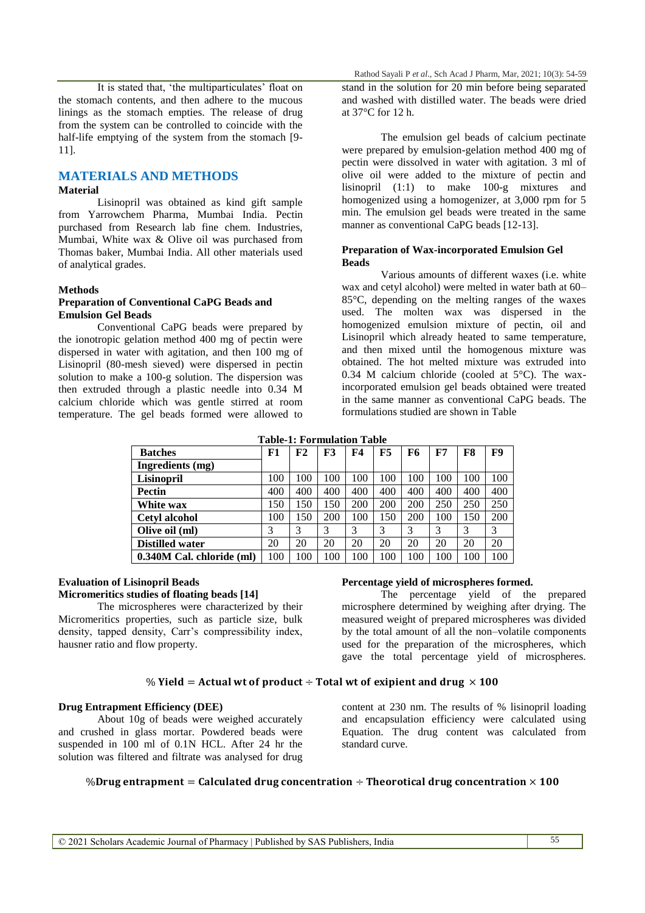It is stated that, 'the multiparticulates' float on the stomach contents, and then adhere to the mucous linings as the stomach empties. The release of drug from the system can be controlled to coincide with the half-life emptying of the system from the stomach [9-11].

## MATERIALS AND METHODS

### Material

Lisinopril was obtained as kind gift sample from Yarrowchem Pharma, Mumbai India. Pectin purchased from Research lab fine chem. Industries, Mumbai, White wax & Olive oil was purchased from Thomas baker, Mumbai India. All other materials used of analytical grades.

### Methods

#### Preparation of Conventional CaPG Beads and Emulsion Gel Beads

Conventional CaPG beads were prepared by the ionotropic gelation method 400 mg of pectin were dispersed in water with agitation, and then 100 mg of Lisinopril (80-mesh sieved) were dispersed in pectin solution to make a 100-g solution. The dispersion was then extruded through a plastic needle into 0.34 M calcium chloride which was gentle stirred at room temperature. The gel beads formed were allowed to stand in the solution for 20 min before being separated and washed with distilled water. The beads were dried at 37°C for 12 h.

The emulsion gel beads of calcium pectinate were prepared by emulsion-gelation method 400 mg of pectin were dissolved in water with agitation. 3 ml of olive oil were added to the mixture of pectin and lisinopril (1:1) to make 100-g mixtures and homogenized using a homogenizer, at 3,000 rpm for 5 min. The emulsion gel beads were treated in the same manner as conventional CaPG beads [12-13].

#### Preparation of Wax-incorporated Emulsion Gel Beads

Various amounts of different waxes (i.e. white wax and cetyl alcohol) were melted in water bath at 60–85°C, depending on the melting ranges of the waxes used. The molten wax was dispersed in the homogenized emulsion mixture of pectin, oil and Lisinopril which already heated to same temperature, and then mixed until the homogenous mixture was obtained. The hot melted mixture was extruded into 0.34 M calcium chloride (cooled at 5°C). The wax-incorporated emulsion gel beads obtained were treated in the same manner as conventional CaPG beads. The formulations studied are shown in Table

**Table-1: Formulation Table**

| Batches | F1 | F2 | F3 | F4 | F5 | F6 | F7 | F8 | F9 |
|---|---|---|---|---|---|---|---|---|---|
| Ingredients (mg) | | | | | | | | | |
| Lisinopril | 100 | 100 | 100 | 100 | 100 | 100 | 100 | 100 | 100 |
| Pectin | 400 | 400 | 400 | 400 | 400 | 400 | 400 | 400 | 400 |
| White wax | 150 | 150 | 150 | 200 | 200 | 200 | 250 | 250 | 250 |
| Cetyl alcohol | 100 | 150 | 200 | 100 | 150 | 200 | 100 | 150 | 200 |
| Olive oil (ml) | 3 | 3 | 3 | 3 | 3 | 3 | 3 | 3 | 3 |
| Distilled water | 20 | 20 | 20 | 20 | 20 | 20 | 20 | 20 | 20 |
| 0.340M Cal. chloride (ml) | 100 | 100 | 100 | 100 | 100 | 100 | 100 | 100 | 100 |

### Evaluation of Lisinopril Beads

#### Micromeritics studies of floating beads [14]

The microspheres were characterized by their Micromeritics properties, such as particle size, bulk density, tapped density, Carr's compressibility index, hausner ratio and flow property.

#### Percentage yield of microspheres formed.

The percentage yield of the prepared microsphere determined by weighing after drying. The measured weight of prepared microspheres was divided by the total amount of all the non–volatile components used for the preparation of the microspheres, which gave the total percentage yield of microspheres.

$$\% \textbf{ Yield} = \textbf{Actual wt of product} \div \textbf{Total wt of exipient and drug} \times \textbf{100}$$

#### Drug Entrapment Efficiency (DEE)

About 10g of beads were weighed accurately and crushed in glass mortar. Powdered beads were suspended in 100 ml of 0.1N HCL. After 24 hr the solution was filtered and filtrate was analysed for drug content at 230 nm. The results of % lisinopril loading and encapsulation efficiency were calculated using Equation. The drug content was calculated from standard curve.

$$\%\textbf{Drug entrapment} = \textbf{Calculated drug concentration} \div \textbf{Theorotical drug concentration} \times \textbf{100}$$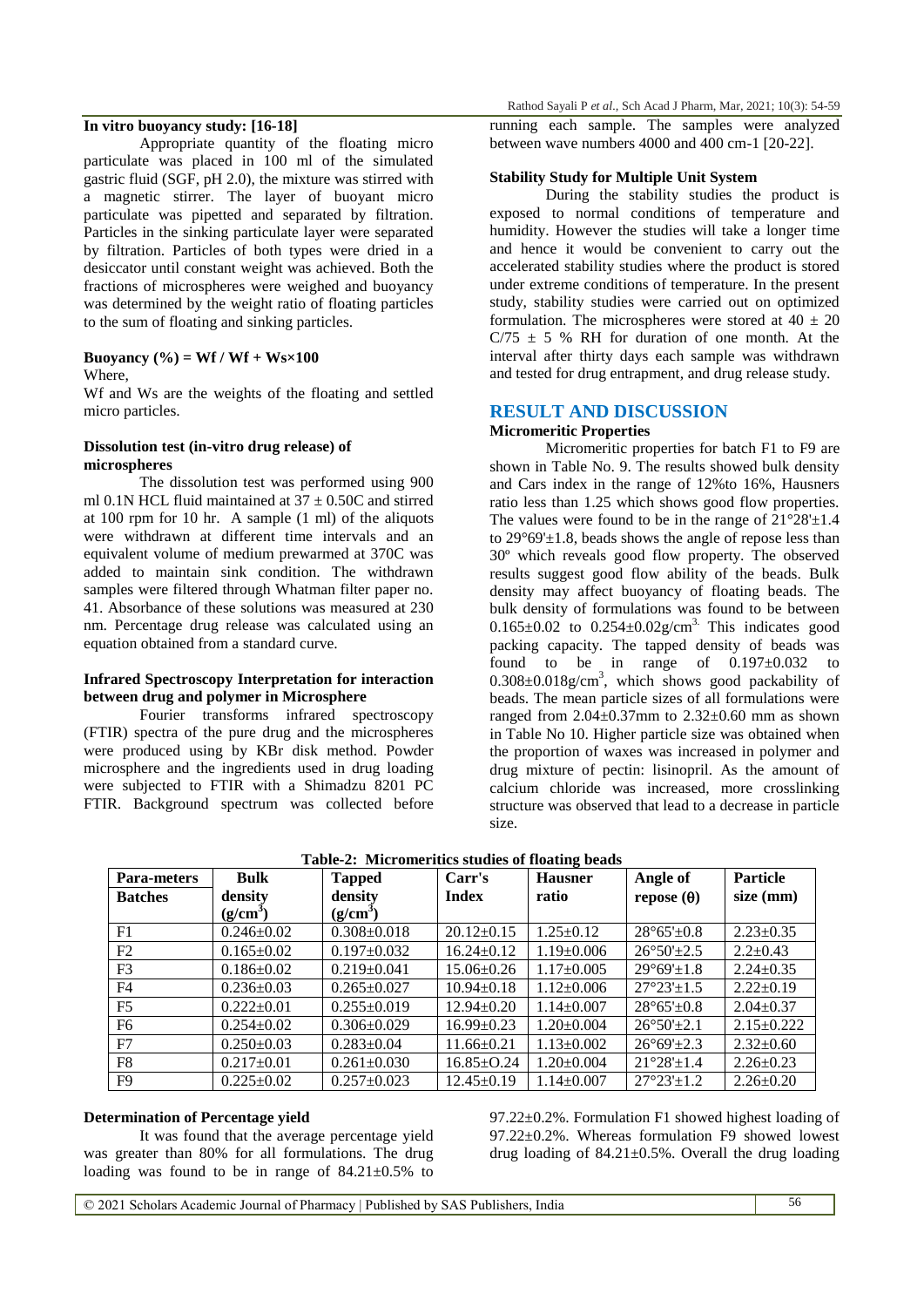### In vitro buoyancy study: [16-18]

Appropriate quantity of the floating micro particulate was placed in 100 ml of the simulated gastric fluid (SGF, pH 2.0), the mixture was stirred with a magnetic stirrer. The layer of buoyant micro particulate was pipetted and separated by filtration. Particles in the sinking particulate layer were separated by filtration. Particles of both types were dried in a desiccator until constant weight was achieved. Both the fractions of microspheres were weighed and buoyancy was determined by the weight ratio of floating particles to the sum of floating and sinking particles.

**Buoyancy (%) = Wf / Wf + Ws×100**

Where,

Wf and Ws are the weights of the floating and settled micro particles.

### Dissolution test (in-vitro drug release) of microspheres

The dissolution test was performed using 900 ml 0.1N HCL fluid maintained at 37 ± 0.50C and stirred at 100 rpm for 10 hr. A sample (1 ml) of the aliquots were withdrawn at different time intervals and an equivalent volume of medium prewarmed at 370C was added to maintain sink condition. The withdrawn samples were filtered through Whatman filter paper no. 41. Absorbance of these solutions was measured at 230 nm. Percentage drug release was calculated using an equation obtained from a standard curve.

### Infrared Spectroscopy Interpretation for interaction between drug and polymer in Microsphere

Fourier transforms infrared spectroscopy (FTIR) spectra of the pure drug and the microspheres were produced using by KBr disk method. Powder microsphere and the ingredients used in drug loading were subjected to FTIR with a Shimadzu 8201 PC FTIR. Background spectrum was collected before running each sample. The samples were analyzed between wave numbers 4000 and 400 cm-1 [20-22].

### Stability Study for Multiple Unit System

During the stability studies the product is exposed to normal conditions of temperature and humidity. However the studies will take a longer time and hence it would be convenient to carry out the accelerated stability studies where the product is stored under extreme conditions of temperature. In the present study, stability studies were carried out on optimized formulation. The microspheres were stored at 40 ± 20 C/75 ± 5 % RH for duration of one month. At the interval after thirty days each sample was withdrawn and tested for drug entrapment, and drug release study.

## RESULT AND DISCUSSION

### Micromeritic Properties

Micromeritic properties for batch F1 to F9 are shown in Table No. 9. The results showed bulk density and Cars index in the range of 12%to 16%, Hausners ratio less than 1.25 which shows good flow properties. The values were found to be in the range of 21°28'±1.4 to 29°69'±1.8, beads shows the angle of repose less than 30º which reveals good flow property. The observed results suggest good flow ability of the beads. Bulk density may affect buoyancy of floating beads. The bulk density of formulations was found to be between 0.165±0.02 to 0.254±0.02g/cm$^3$. This indicates good packing capacity. The tapped density of beads was found to be in range of 0.197±0.032 to 0.308±0.018g/cm$^3$, which shows good packability of beads. The mean particle sizes of all formulations were ranged from 2.04±0.37mm to 2.32±0.60 mm as shown in Table No 10. Higher particle size was obtained when the proportion of waxes was increased in polymer and drug mixture of pectin: lisinopril. As the amount of calcium chloride was increased, more crosslinking structure was observed that lead to a decrease in particle size.

**Table-2: Micromeritics studies of floating beads**

| Para-meters Batches | Bulk density (g/cm$^3$) | Tapped density (g/cm$^3$) | Carr's Index | Hausner ratio | Angle of repose (θ) | Particle size (mm) |
|---|---|---|---|---|---|---|
| F1 | 0.246±0.02 | 0.308±0.018 | 20.12±0.15 | 1.25±0.12 | 28°65'±0.8 | 2.23±0.35 |
| F2 | 0.165±0.02 | 0.197±0.032 | 16.24±0.12 | 1.19±0.006 | 26°50'±2.5 | 2.2±0.43 |
| F3 | 0.186±0.02 | 0.219±0.041 | 15.06±0.26 | 1.17±0.005 | 29°69'±1.8 | 2.24±0.35 |
| F4 | 0.236±0.03 | 0.265±0.027 | 10.94±0.18 | 1.12±0.006 | 27°23'±1.5 | 2.22±0.19 |
| F5 | 0.222±0.01 | 0.255±0.019 | 12.94±0.20 | 1.14±0.007 | 28°65'±0.8 | 2.04±0.37 |
| F6 | 0.254±0.02 | 0.306±0.029 | 16.99±0.23 | 1.20±0.004 | 26°50'±2.1 | 2.15±0.222 |
| F7 | 0.250±0.03 | 0.283±0.04 | 11.66±0.21 | 1.13±0.002 | 26°69'±2.3 | 2.32±0.60 |
| F8 | 0.217±0.01 | 0.261±0.030 | 16.85±O.24 | 1.20±0.004 | 21°28'±1.4 | 2.26±0.23 |
| F9 | 0.225±0.02 | 0.257±0.023 | 12.45±0.19 | 1.14±0.007 | 27°23'±1.2 | 2.26±0.20 |

### Determination of Percentage yield

It was found that the average percentage yield was greater than 80% for all formulations. The drug loading was found to be in range of 84.21±0.5% to 97.22±0.2%. Formulation F1 showed highest loading of 97.22±0.2%. Whereas formulation F9 showed lowest drug loading of 84.21±0.5%. Overall the drug loading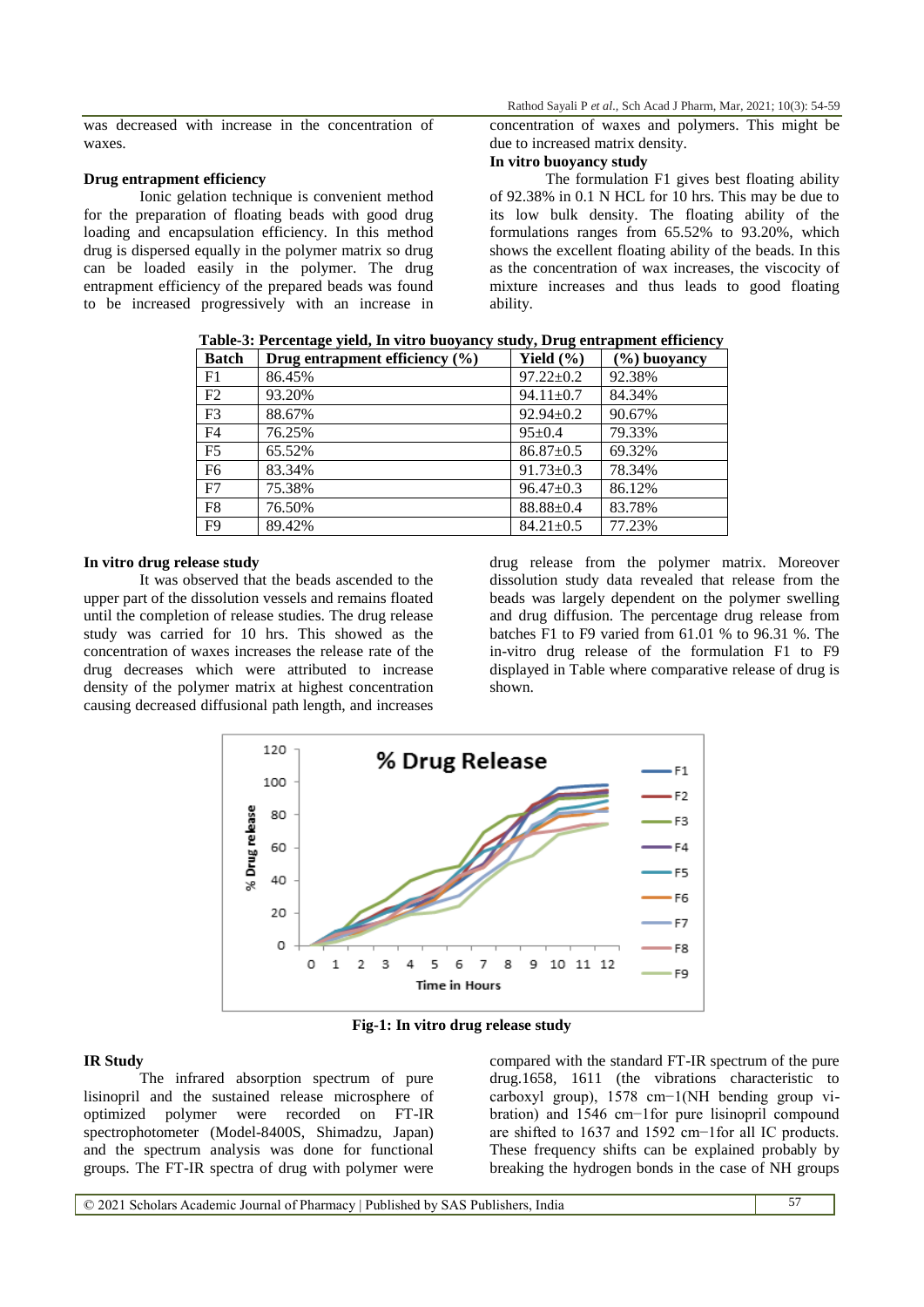was decreased with increase in the concentration of waxes.

**Drug entrapment efficiency**

Ionic gelation technique is convenient method for the preparation of floating beads with good drug loading and encapsulation efficiency. In this method drug is dispersed equally in the polymer matrix so drug can be loaded easily in the polymer. The drug entrapment efficiency of the prepared beads was found to be increased progressively with an increase in concentration of waxes and polymers. This might be due to increased matrix density.

**In vitro buoyancy study**

The formulation F1 gives best floating ability of 92.38% in 0.1 N HCL for 10 hrs. This may be due to its low bulk density. The floating ability of the formulations ranges from 65.52% to 93.20%, which shows the excellent floating ability of the beads. In this as the concentration of wax increases, the viscocity of mixture increases and thus leads to good floating ability.

**Table-3: Percentage yield, In vitro buoyancy study, Drug entrapment efficiency**

| Batch | Drug entrapment efficiency (%) | Yield (%) | (%) buoyancy |
|---|---|---|---|
| F1 | 86.45% | 97.22±0.2 | 92.38% |
| F2 | 93.20% | 94.11±0.7 | 84.34% |
| F3 | 88.67% | 92.94±0.2 | 90.67% |
| F4 | 76.25% | 95±0.4 | 79.33% |
| F5 | 65.52% | 86.87±0.5 | 69.32% |
| F6 | 83.34% | 91.73±0.3 | 78.34% |
| F7 | 75.38% | 96.47±0.3 | 86.12% |
| F8 | 76.50% | 88.88±0.4 | 83.78% |
| F9 | 89.42% | 84.21±0.5 | 77.23% |

**In vitro drug release study**

It was observed that the beads ascended to the upper part of the dissolution vessels and remains floated until the completion of release studies. The drug release study was carried for 10 hrs. This showed as the concentration of waxes increases the release rate of the drug decreases which were attributed to increase density of the polymer matrix at highest concentration causing decreased diffusional path length, and increases drug release from the polymer matrix. Moreover dissolution study data revealed that release from the beads was largely dependent on the polymer swelling and drug diffusion. The percentage drug release from batches F1 to F9 varied from 61.01 % to 96.31 %. The in-vitro drug release of the formulation F1 to F9 displayed in Table where comparative release of drug is shown.

**Fig-1: In vitro drug release study**

**IR Study**

The infrared absorption spectrum of pure lisinopril and the sustained release microsphere of optimized polymer were recorded on FT-IR spectrophotometer (Model-8400S, Shimadzu, Japan) and the spectrum analysis was done for functional groups. The FT-IR spectra of drug with polymer were compared with the standard FT-IR spectrum of the pure drug.1658, 1611 (the vibrations characteristic to carboxyl group), 1578 cm−1(NH bending group vibration) and 1546 cm−1for pure lisinopril compound are shifted to 1637 and 1592 cm−1for all IC products. These frequency shifts can be explained probably by breaking the hydrogen bonds in the case of NH groups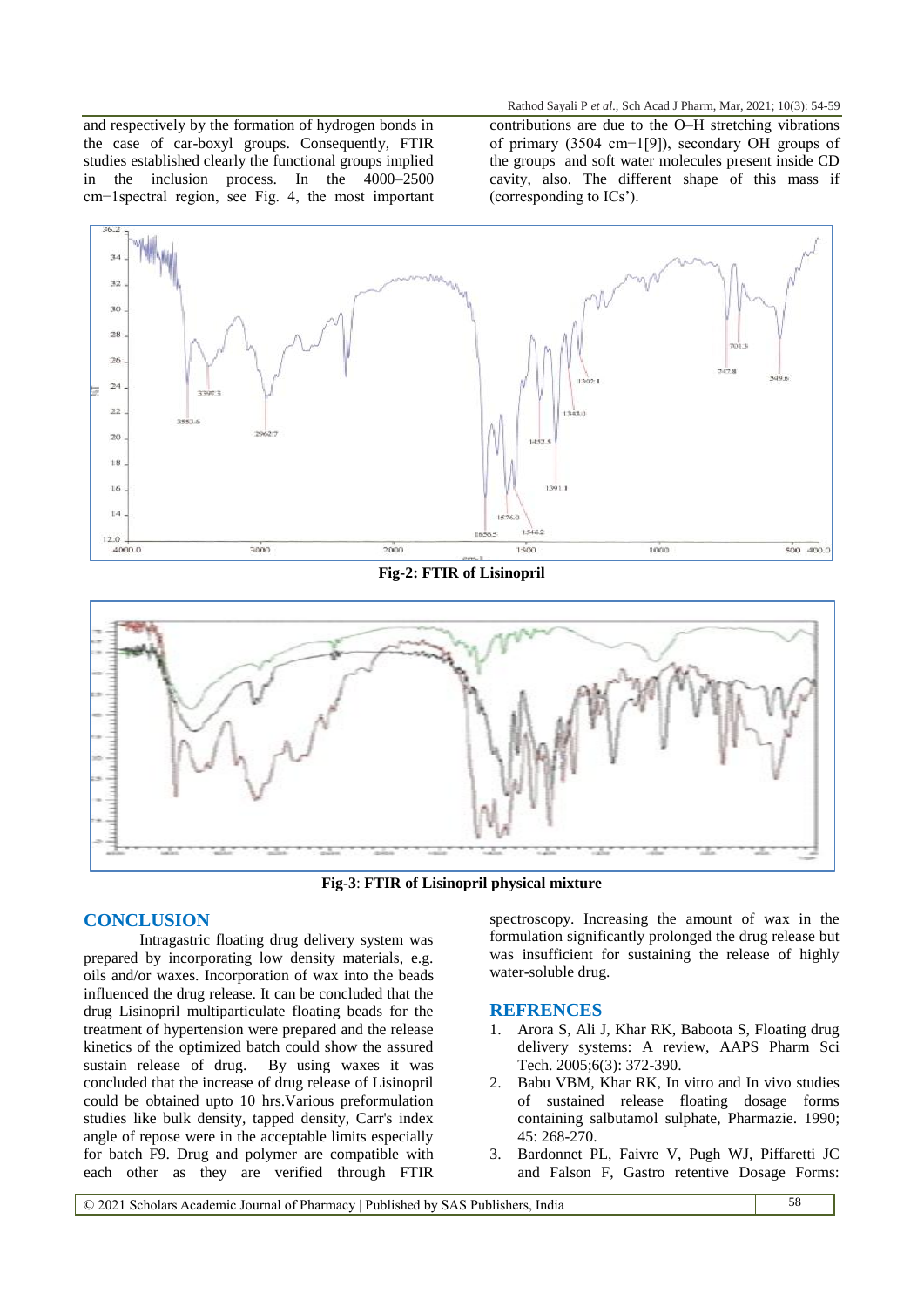and respectively by the formation of hydrogen bonds in the case of car-boxyl groups. Consequently, FTIR studies established clearly the functional groups implied in the inclusion process. In the 4000–2500 cm−1spectral region, see Fig. 4, the most important contributions are due to the O–H stretching vibrations of primary (3504 cm−1[9]), secondary OH groups of the groups and soft water molecules present inside CD cavity, also. The different shape of this mass if (corresponding to ICs').

**Fig-2: FTIR of Lisinopril**

**Fig-3**: **FTIR of Lisinopril physical mixture**

## CONCLUSION

Intragastric floating drug delivery system was prepared by incorporating low density materials, e.g. oils and/or waxes. Incorporation of wax into the beads influenced the drug release. It can be concluded that the drug Lisinopril multiparticulate floating beads for the treatment of hypertension were prepared and the release kinetics of the optimized batch could show the assured sustain release of drug. By using waxes it was concluded that the increase of drug release of Lisinopril could be obtained upto 10 hrs.Various preformulation studies like bulk density, tapped density, Carr's index angle of repose were in the acceptable limits especially for batch F9. Drug and polymer are compatible with each other as they are verified through FTIR spectroscopy. Increasing the amount of wax in the formulation significantly prolonged the drug release but was insufficient for sustaining the release of highly water-soluble drug.

## REFRENCES

1. Arora S, Ali J, Khar RK, Baboota S, Floating drug delivery systems: A review, AAPS Pharm Sci Tech. 2005;6(3): 372-390.
2. Babu VBM, Khar RK, In vitro and In vivo studies of sustained release floating dosage forms containing salbutamol sulphate, Pharmazie. 1990; 45: 268-270.
3. Bardonnet PL, Faivre V, Pugh WJ, Piffaretti JC and Falson F, Gastro retentive Dosage Forms: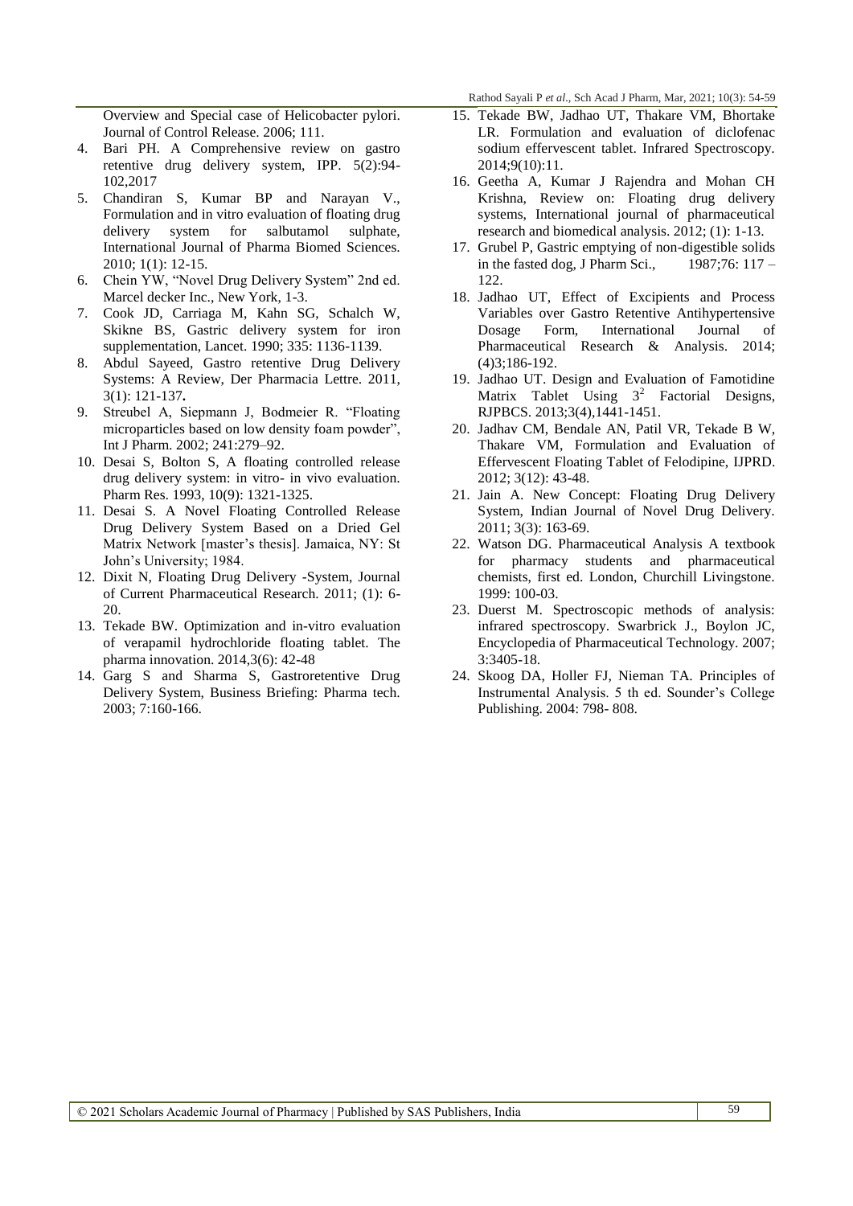Overview and Special case of Helicobacter pylori. Journal of Control Release. 2006; 111.

4. Bari PH. A Comprehensive review on gastro retentive drug delivery system, IPP. 5(2):94-102,2017
5. Chandiran S, Kumar BP and Narayan V., Formulation and in vitro evaluation of floating drug delivery system for salbutamol sulphate, International Journal of Pharma Biomed Sciences. 2010; 1(1): 12-15.
6. Chein YW, "Novel Drug Delivery System" 2nd ed. Marcel decker Inc., New York, 1-3.
7. Cook JD, Carriaga M, Kahn SG, Schalch W, Skikne BS, Gastric delivery system for iron supplementation, Lancet. 1990; 335: 1136-1139.
8. Abdul Sayeed, Gastro retentive Drug Delivery Systems: A Review, Der Pharmacia Lettre. 2011, 3(1): 121-137**.**
9. Streubel A, Siepmann J, Bodmeier R. "Floating microparticles based on low density foam powder", Int J Pharm. 2002; 241:279–92.
10. Desai S, Bolton S, A floating controlled release drug delivery system: in vitro- in vivo evaluation. Pharm Res. 1993, 10(9): 1321-1325.
11. Desai S. A Novel Floating Controlled Release Drug Delivery System Based on a Dried Gel Matrix Network [master's thesis]. Jamaica, NY: St John's University; 1984.
12. Dixit N, Floating Drug Delivery -System, Journal of Current Pharmaceutical Research. 2011; (1): 6-20.
13. Tekade BW. Optimization and in-vitro evaluation of verapamil hydrochloride floating tablet. The pharma innovation. 2014,3(6): 42-48
14. Garg S and Sharma S, Gastroretentive Drug Delivery System, Business Briefing: Pharma tech. 2003; 7:160-166.
15. Tekade BW, Jadhao UT, Thakare VM, Bhortake LR. Formulation and evaluation of diclofenac sodium effervescent tablet. Infrared Spectroscopy. 2014;9(10):11.
16. Geetha A, Kumar J Rajendra and Mohan CH Krishna, Review on: Floating drug delivery systems, International journal of pharmaceutical research and biomedical analysis. 2012; (1): 1-13.
17. Grubel P, Gastric emptying of non-digestible solids in the fasted dog, J Pharm Sci., 1987;76: 117 – 122.
18. Jadhao UT, Effect of Excipients and Process Variables over Gastro Retentive Antihypertensive Dosage Form, International Journal of Pharmaceutical Research & Analysis. 2014; (4)3;186-192.
19. Jadhao UT. Design and Evaluation of Famotidine Matrix Tablet Using $3^2$ Factorial Designs, RJPBCS. 2013;3(4),1441-1451.
20. Jadhav CM, Bendale AN, Patil VR, Tekade B W, Thakare VM, Formulation and Evaluation of Effervescent Floating Tablet of Felodipine, IJPRD. 2012; 3(12): 43-48.
21. Jain A. New Concept: Floating Drug Delivery System, Indian Journal of Novel Drug Delivery. 2011; 3(3): 163-69.
22. Watson DG. Pharmaceutical Analysis A textbook for pharmacy students and pharmaceutical chemists, first ed. London, Churchill Livingstone. 1999: 100-03.
23. Duerst M. Spectroscopic methods of analysis: infrared spectroscopy. Swarbrick J., Boylon JC, Encyclopedia of Pharmaceutical Technology. 2007; 3:3405-18.
24. Skoog DA, Holler FJ, Nieman TA. Principles of Instrumental Analysis. 5 th ed. Sounder's College Publishing. 2004: 798- 808.